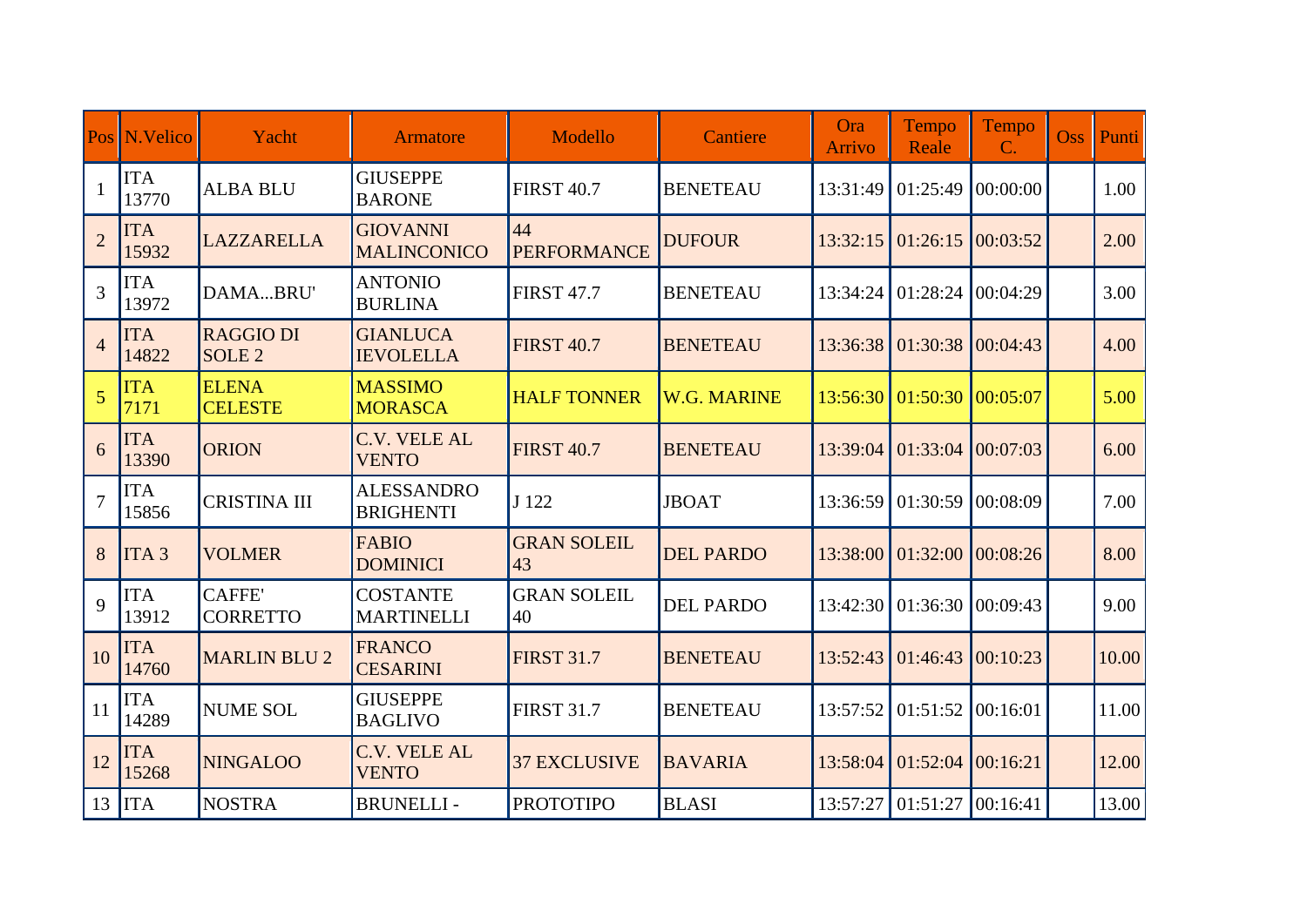| Pos | N.Velico | Yacht | Armatore | Modello | Cantiere | Ora Arrivo | Tempo Reale | Tempo C. | Oss | Punti |
|---|---|---|---|---|---|---|---|---|---|---|
| 1 | ITA 13770 | ALBA BLU | GIUSEPPE BARONE | FIRST 40.7 | BENETEAU | 13:31:49 | 01:25:49 | 00:00:00 | | 1.00 |
| 2 | ITA 15932 | LAZZARELLA | GIOVANNI MALINCONICO | 44 PERFORMANCE | DUFOUR | 13:32:15 | 01:26:15 | 00:03:52 | | 2.00 |
| 3 | ITA 13972 | DAMA...BRU' | ANTONIO BURLINA | FIRST 47.7 | BENETEAU | 13:34:24 | 01:28:24 | 00:04:29 | | 3.00 |
| 4 | ITA 14822 | RAGGIO DI SOLE 2 | GIANLUCA IEVOLELLA | FIRST 40.7 | BENETEAU | 13:36:38 | 01:30:38 | 00:04:43 | | 4.00 |
| 5 | ITA 7171 | ELENA CELESTE | MASSIMO MORASCA | HALF TONNER | W.G. MARINE | 13:56:30 | 01:50:30 | 00:05:07 | | 5.00 |
| 6 | ITA 13390 | ORION | C.V. VELE AL VENTO | FIRST 40.7 | BENETEAU | 13:39:04 | 01:33:04 | 00:07:03 | | 6.00 |
| 7 | ITA 15856 | CRISTINA III | ALESSANDRO BRIGHENTI | J 122 | JBOAT | 13:36:59 | 01:30:59 | 00:08:09 | | 7.00 |
| 8 | ITA 3 | VOLMER | FABIO DOMINICI | GRAN SOLEIL 43 | DEL PARDO | 13:38:00 | 01:32:00 | 00:08:26 | | 8.00 |
| 9 | ITA 13912 | CAFFE' CORRETTO | COSTANTE MARTINELLI | GRAN SOLEIL 40 | DEL PARDO | 13:42:30 | 01:36:30 | 00:09:43 | | 9.00 |
| 10 | ITA 14760 | MARLIN BLU 2 | FRANCO CESARINI | FIRST 31.7 | BENETEAU | 13:52:43 | 01:46:43 | 00:10:23 | | 10.00 |
| 11 | ITA 14289 | NUME SOL | GIUSEPPE BAGLIVO | FIRST 31.7 | BENETEAU | 13:57:52 | 01:51:52 | 00:16:01 | | 11.00 |
| 12 | ITA 15268 | NINGALOO | C.V. VELE AL VENTO | 37 EXCLUSIVE | BAVARIA | 13:58:04 | 01:52:04 | 00:16:21 | | 12.00 |
| 13 | ITA | NOSTRA | BRUNELLI - | PROTOTIPO | BLASI | 13:57:27 | 01:51:27 | 00:16:41 | | 13.00 |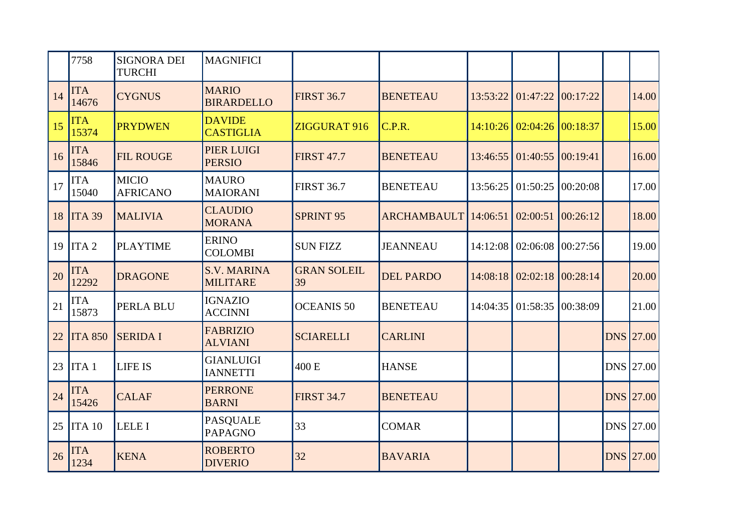| | | | | | | | | | | |
|---|---|---|---|---|---|---|---|---|---|---|
| | 7758 | SIGNORA DEI TURCHI | MAGNIFICI | | | | | | | |
| 14 | ITA 14676 | CYGNUS | MARIO BIRARDELLO | FIRST 36.7 | BENETEAU | 13:53:22 | 01:47:22 | 00:17:22 | | 14.00 |
| 15 | ITA 15374 | PRYDWEN | DAVIDE CASTIGLIA | ZIGGURAT 916 | C.P.R. | 14:10:26 | 02:04:26 | 00:18:37 | | 15.00 |
| 16 | ITA 15846 | FIL ROUGE | PIER LUIGI PERSIO | FIRST 47.7 | BENETEAU | 13:46:55 | 01:40:55 | 00:19:41 | | 16.00 |
| 17 | ITA 15040 | MICIO AFRICANO | MAURO MAIORANI | FIRST 36.7 | BENETEAU | 13:56:25 | 01:50:25 | 00:20:08 | | 17.00 |
| 18 | ITA 39 | MALIVIA | CLAUDIO MORANA | SPRINT 95 | ARCHAMBAULT | 14:06:51 | 02:00:51 | 00:26:12 | | 18.00 |
| 19 | ITA 2 | PLAYTIME | ERINO COLOMBI | SUN FIZZ | JEANNEAU | 14:12:08 | 02:06:08 | 00:27:56 | | 19.00 |
| 20 | ITA 12292 | DRAGONE | S.V. MARINA MILITARE | GRAN SOLEIL 39 | DEL PARDO | 14:08:18 | 02:02:18 | 00:28:14 | | 20.00 |
| 21 | ITA 15873 | PERLA BLU | IGNAZIO ACCINNI | OCEANIS 50 | BENETEAU | 14:04:35 | 01:58:35 | 00:38:09 | | 21.00 |
| 22 | ITA 850 | SERIDA I | FABRIZIO ALVIANI | SCIARELLI | CARLINI | | | | DNS | 27.00 |
| 23 | ITA 1 | LIFE IS | GIANLUIGI IANNETTI | 400 E | HANSE | | | | DNS | 27.00 |
| 24 | ITA 15426 | CALAF | PERRONE BARNI | FIRST 34.7 | BENETEAU | | | | DNS | 27.00 |
| 25 | ITA 10 | LELE I | PASQUALE PAPAGNO | 33 | COMAR | | | | DNS | 27.00 |
| 26 | ITA 1234 | KENA | ROBERTO DIVERIO | 32 | BAVARIA | | | | DNS | 27.00 |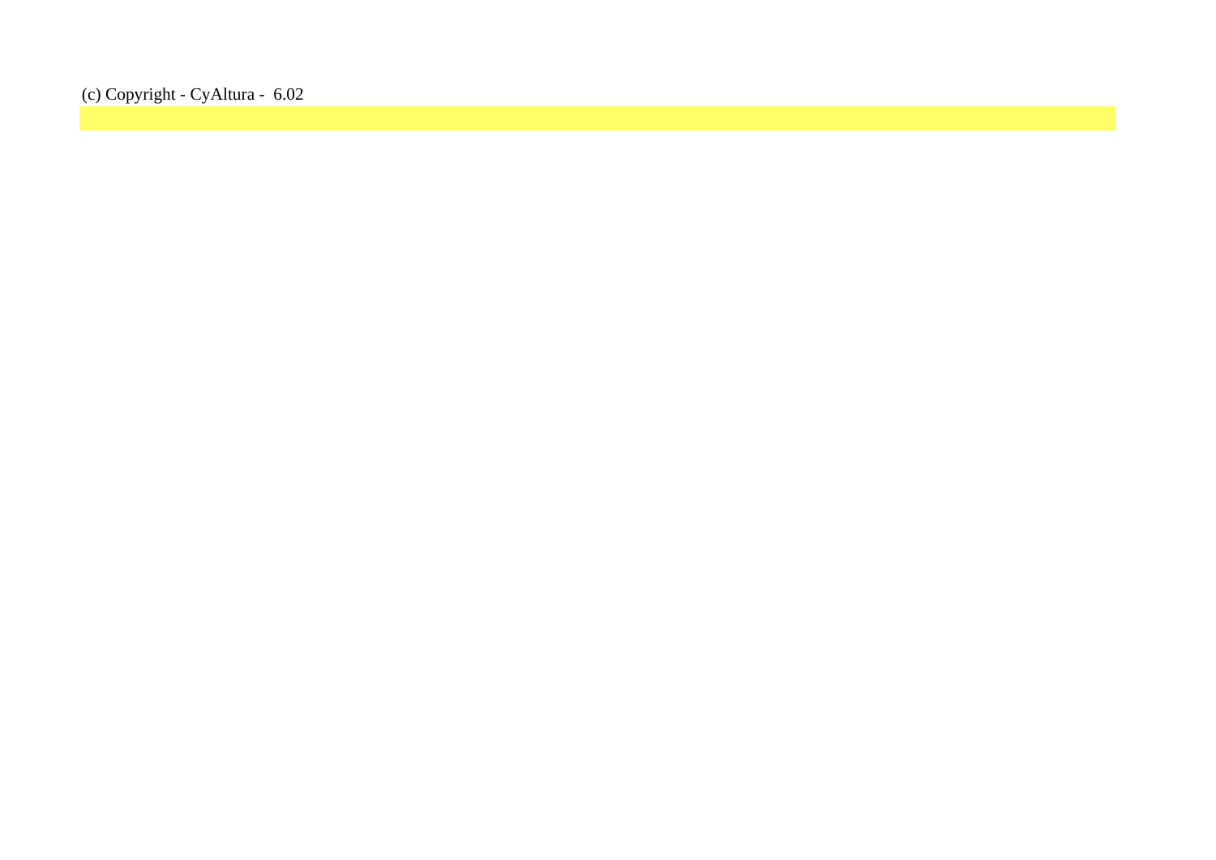(c) Copyright - CyAltura -  6.02